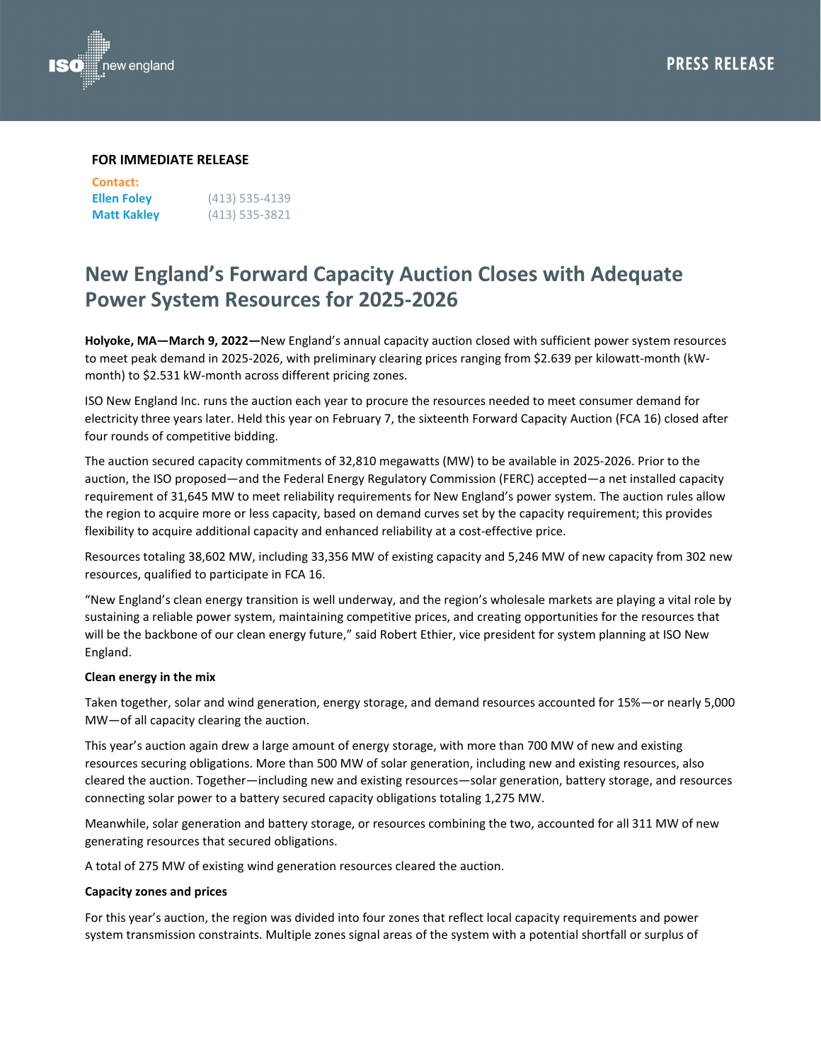PRESS RELEASE

**FOR IMMEDIATE RELEASE**

**Contact:**
**Ellen Foley** (413) 535-4139
**Matt Kakley** (413) 535-3821

# New England's Forward Capacity Auction Closes with Adequate Power System Resources for 2025-2026

**Holyoke, MA—March 9, 2022—**New England's annual capacity auction closed with sufficient power system resources to meet peak demand in 2025-2026, with preliminary clearing prices ranging from $2.639 per kilowatt-month (kW-month) to $2.531 kW-month across different pricing zones.

ISO New England Inc. runs the auction each year to procure the resources needed to meet consumer demand for electricity three years later. Held this year on February 7, the sixteenth Forward Capacity Auction (FCA 16) closed after four rounds of competitive bidding.

The auction secured capacity commitments of 32,810 megawatts (MW) to be available in 2025-2026. Prior to the auction, the ISO proposed—and the Federal Energy Regulatory Commission (FERC) accepted—a net installed capacity requirement of 31,645 MW to meet reliability requirements for New England's power system. The auction rules allow the region to acquire more or less capacity, based on demand curves set by the capacity requirement; this provides flexibility to acquire additional capacity and enhanced reliability at a cost-effective price.

Resources totaling 38,602 MW, including 33,356 MW of existing capacity and 5,246 MW of new capacity from 302 new resources, qualified to participate in FCA 16.

"New England's clean energy transition is well underway, and the region's wholesale markets are playing a vital role by sustaining a reliable power system, maintaining competitive prices, and creating opportunities for the resources that will be the backbone of our clean energy future," said Robert Ethier, vice president for system planning at ISO New England.

**Clean energy in the mix**

Taken together, solar and wind generation, energy storage, and demand resources accounted for 15%—or nearly 5,000 MW—of all capacity clearing the auction.

This year's auction again drew a large amount of energy storage, with more than 700 MW of new and existing resources securing obligations. More than 500 MW of solar generation, including new and existing resources, also cleared the auction. Together—including new and existing resources—solar generation, battery storage, and resources connecting solar power to a battery secured capacity obligations totaling 1,275 MW.

Meanwhile, solar generation and battery storage, or resources combining the two, accounted for all 311 MW of new generating resources that secured obligations.

A total of 275 MW of existing wind generation resources cleared the auction.

**Capacity zones and prices**

For this year's auction, the region was divided into four zones that reflect local capacity requirements and power system transmission constraints. Multiple zones signal areas of the system with a potential shortfall or surplus of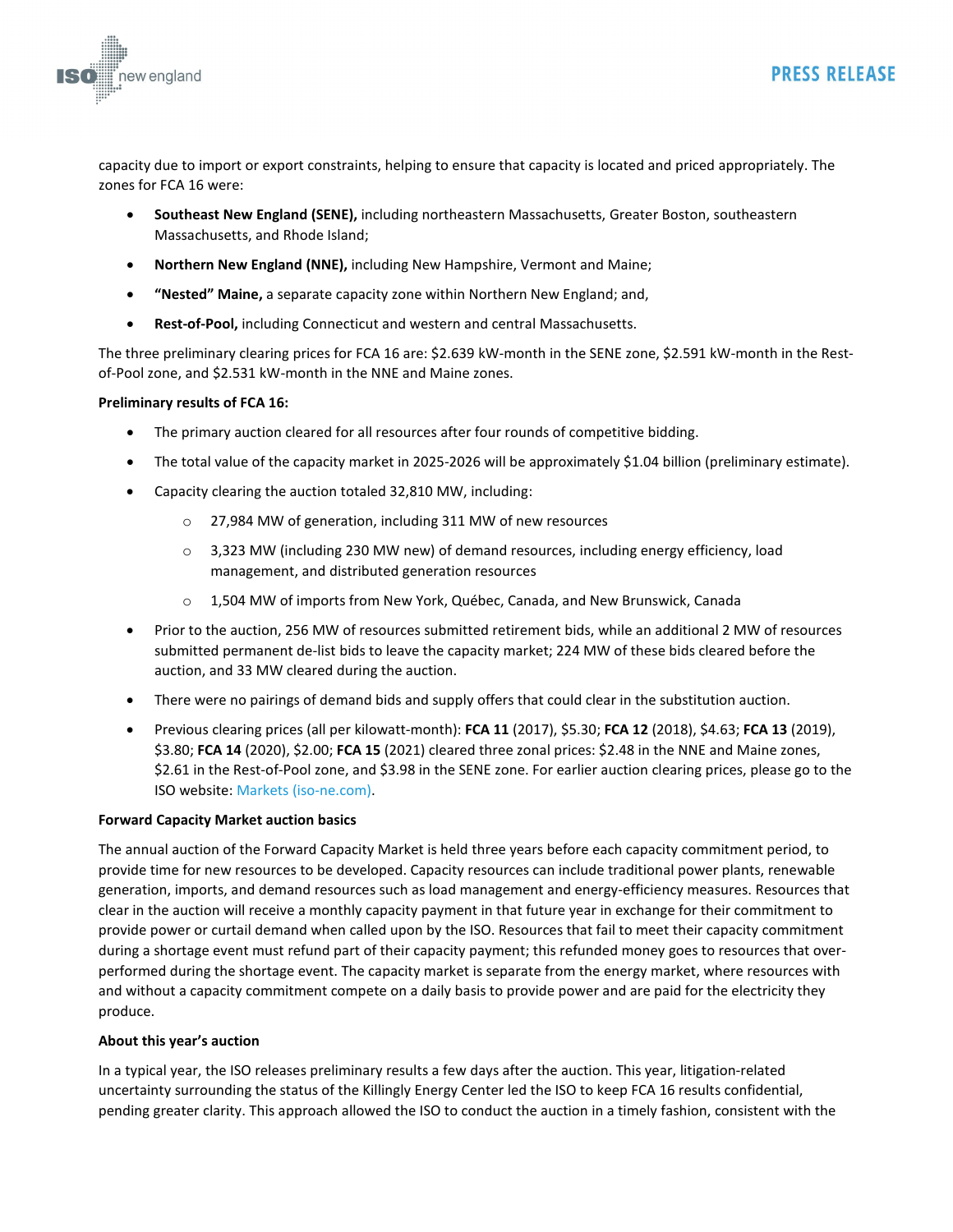capacity due to import or export constraints, helping to ensure that capacity is located and priced appropriately. The zones for FCA 16 were:

- **Southeast New England (SENE),** including northeastern Massachusetts, Greater Boston, southeastern Massachusetts, and Rhode Island;
- **Northern New England (NNE),** including New Hampshire, Vermont and Maine;
- **"Nested" Maine,** a separate capacity zone within Northern New England; and,
- **Rest-of-Pool,** including Connecticut and western and central Massachusetts.

The three preliminary clearing prices for FCA 16 are: $2.639 kW-month in the SENE zone, $2.591 kW-month in the Rest-of-Pool zone, and $2.531 kW-month in the NNE and Maine zones.

**Preliminary results of FCA 16:**

- The primary auction cleared for all resources after four rounds of competitive bidding.
- The total value of the capacity market in 2025-2026 will be approximately $1.04 billion (preliminary estimate).
- Capacity clearing the auction totaled 32,810 MW, including:
  - 27,984 MW of generation, including 311 MW of new resources
  - 3,323 MW (including 230 MW new) of demand resources, including energy efficiency, load management, and distributed generation resources
  - 1,504 MW of imports from New York, Québec, Canada, and New Brunswick, Canada
- Prior to the auction, 256 MW of resources submitted retirement bids, while an additional 2 MW of resources submitted permanent de-list bids to leave the capacity market; 224 MW of these bids cleared before the auction, and 33 MW cleared during the auction.
- There were no pairings of demand bids and supply offers that could clear in the substitution auction.
- Previous clearing prices (all per kilowatt-month): **FCA 11** (2017), $5.30; **FCA 12** (2018), $4.63; **FCA 13** (2019), $3.80; **FCA 14** (2020), $2.00; **FCA 15** (2021) cleared three zonal prices: $2.48 in the NNE and Maine zones, $2.61 in the Rest-of-Pool zone, and $3.98 in the SENE zone. For earlier auction clearing prices, please go to the ISO website: Markets (iso-ne.com).

**Forward Capacity Market auction basics**

The annual auction of the Forward Capacity Market is held three years before each capacity commitment period, to provide time for new resources to be developed. Capacity resources can include traditional power plants, renewable generation, imports, and demand resources such as load management and energy-efficiency measures. Resources that clear in the auction will receive a monthly capacity payment in that future year in exchange for their commitment to provide power or curtail demand when called upon by the ISO. Resources that fail to meet their capacity commitment during a shortage event must refund part of their capacity payment; this refunded money goes to resources that over-performed during the shortage event. The capacity market is separate from the energy market, where resources with and without a capacity commitment compete on a daily basis to provide power and are paid for the electricity they produce.

**About this year's auction**

In a typical year, the ISO releases preliminary results a few days after the auction. This year, litigation-related uncertainty surrounding the status of the Killingly Energy Center led the ISO to keep FCA 16 results confidential, pending greater clarity. This approach allowed the ISO to conduct the auction in a timely fashion, consistent with the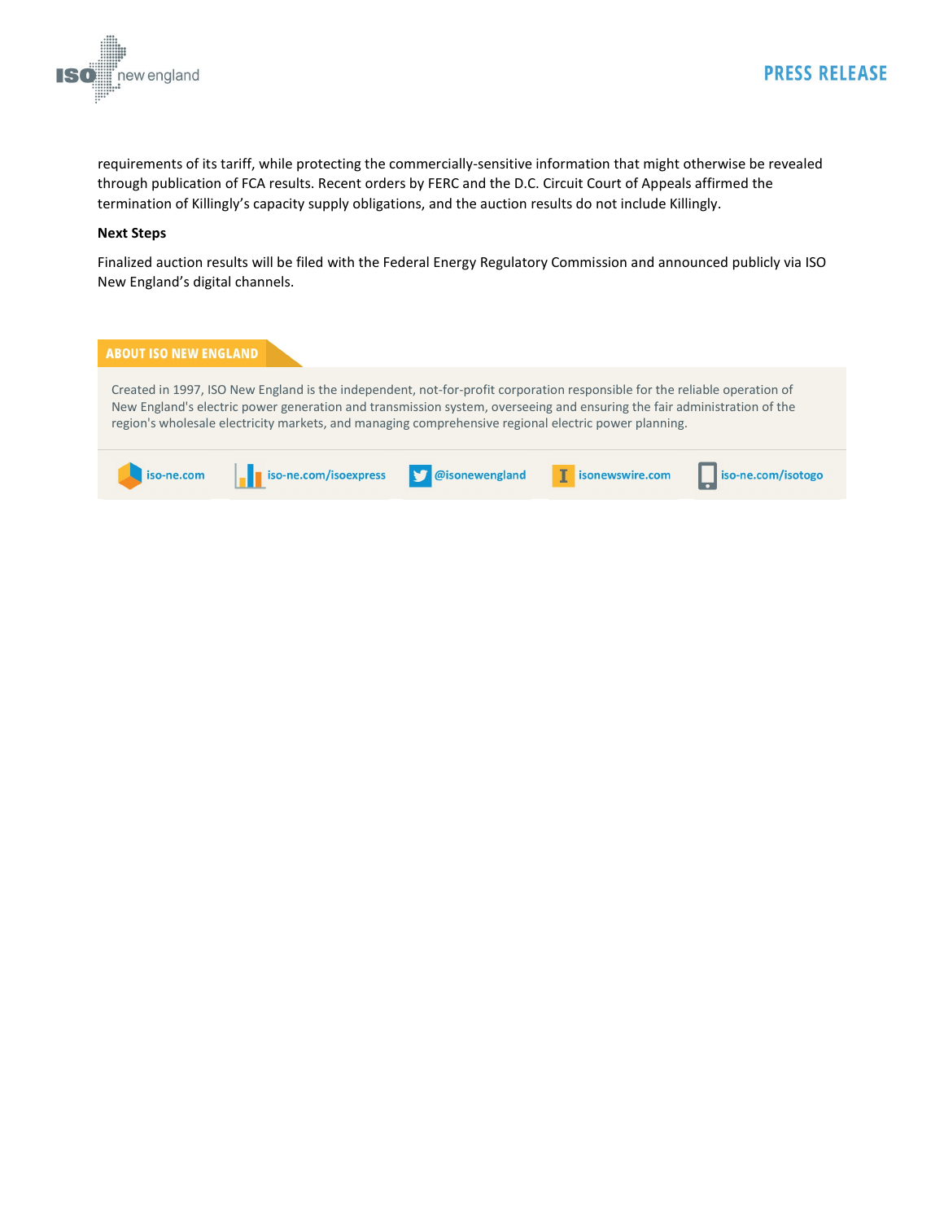requirements of its tariff, while protecting the commercially-sensitive information that might otherwise be revealed through publication of FCA results. Recent orders by FERC and the D.C. Circuit Court of Appeals affirmed the termination of Killingly's capacity supply obligations, and the auction results do not include Killingly.

**Next Steps**

Finalized auction results will be filed with the Federal Energy Regulatory Commission and announced publicly via ISO New England's digital channels.

## ABOUT ISO NEW ENGLAND

Created in 1997, ISO New England is the independent, not-for-profit corporation responsible for the reliable operation of New England's electric power generation and transmission system, overseeing and ensuring the fair administration of the region's wholesale electricity markets, and managing comprehensive regional electric power planning.

iso-ne.com | iso-ne.com/isoexpress | @isonewengland | isonewswire.com | iso-ne.com/isotogo